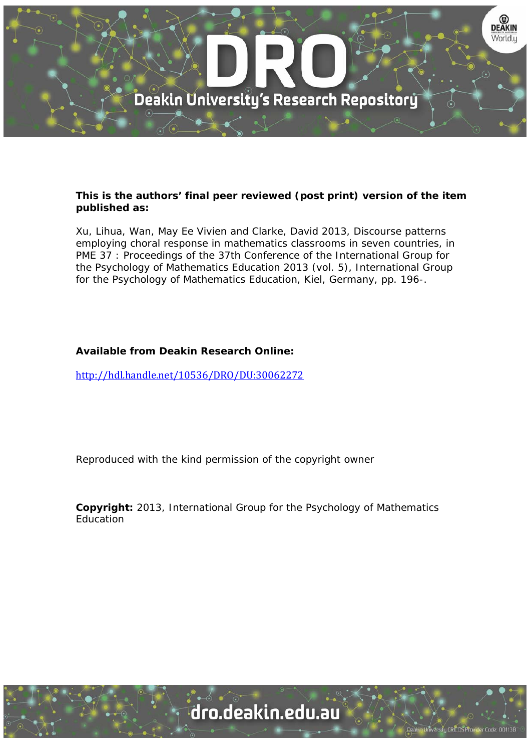**This is the authors' final peer reviewed (post print) version of the item published as:**

Xu, Lihua, Wan, May Ee Vivien and Clarke, David 2013, Discourse patterns employing choral response in mathematics classrooms in seven countries, in PME 37 : Proceedings of the 37th Conference of the International Group for the Psychology of Mathematics Education 2013 (vol. 5), International Group for the Psychology of Mathematics Education, Kiel, Germany, pp. 196-.

**Available from Deakin Research Online:**

http://hdl.handle.net/10536/DRO/DU:30062272

Reproduced with the kind permission of the copyright owner

**Copyright:** 2013, International Group for the Psychology of Mathematics Education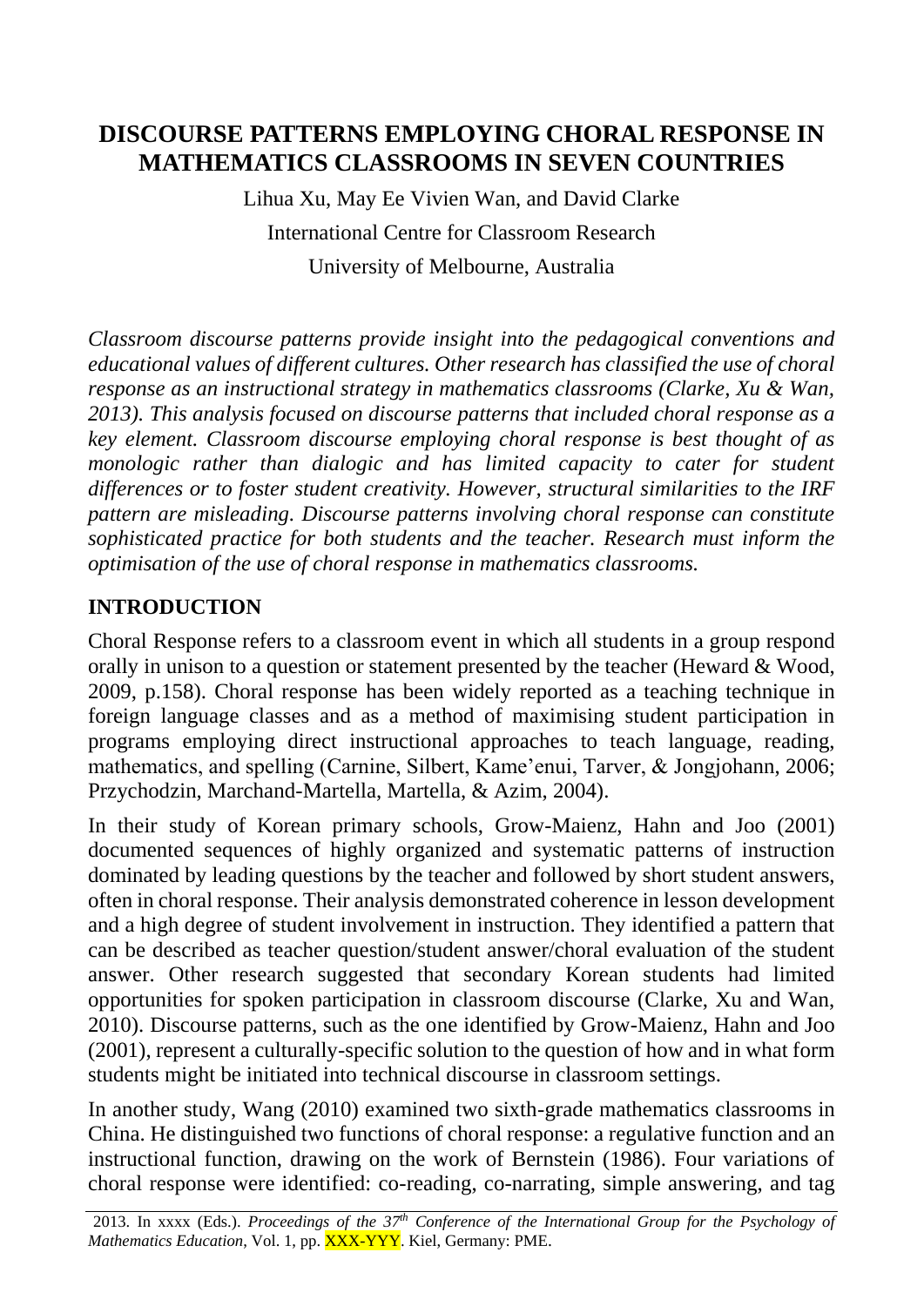# DISCOURSE PATTERNS EMPLOYING CHORAL RESPONSE IN MATHEMATICS CLASSROOMS IN SEVEN COUNTRIES

Lihua Xu, May Ee Vivien Wan, and David Clarke

International Centre for Classroom Research

University of Melbourne, Australia

*Classroom discourse patterns provide insight into the pedagogical conventions and educational values of different cultures. Other research has classified the use of choral response as an instructional strategy in mathematics classrooms (Clarke, Xu & Wan, 2013). This analysis focused on discourse patterns that included choral response as a key element. Classroom discourse employing choral response is best thought of as monologic rather than dialogic and has limited capacity to cater for student differences or to foster student creativity. However, structural similarities to the IRF pattern are misleading. Discourse patterns involving choral response can constitute sophisticated practice for both students and the teacher. Research must inform the optimisation of the use of choral response in mathematics classrooms.*

## INTRODUCTION

Choral Response refers to a classroom event in which all students in a group respond orally in unison to a question or statement presented by the teacher (Heward & Wood, 2009, p.158). Choral response has been widely reported as a teaching technique in foreign language classes and as a method of maximising student participation in programs employing direct instructional approaches to teach language, reading, mathematics, and spelling (Carnine, Silbert, Kame'enui, Tarver, & Jongjohann, 2006; Przychodzin, Marchand-Martella, Martella, & Azim, 2004).

In their study of Korean primary schools, Grow-Maienz, Hahn and Joo (2001) documented sequences of highly organized and systematic patterns of instruction dominated by leading questions by the teacher and followed by short student answers, often in choral response. Their analysis demonstrated coherence in lesson development and a high degree of student involvement in instruction. They identified a pattern that can be described as teacher question/student answer/choral evaluation of the student answer. Other research suggested that secondary Korean students had limited opportunities for spoken participation in classroom discourse (Clarke, Xu and Wan, 2010). Discourse patterns, such as the one identified by Grow-Maienz, Hahn and Joo (2001), represent a culturally-specific solution to the question of how and in what form students might be initiated into technical discourse in classroom settings.

In another study, Wang (2010) examined two sixth-grade mathematics classrooms in China. He distinguished two functions of choral response: a regulative function and an instructional function, drawing on the work of Bernstein (1986). Four variations of choral response were identified: co-reading, co-narrating, simple answering, and tag

2013. In xxxx (Eds.). *Proceedings of the 37[th] Conference of the International Group for the Psychology of Mathematics Education*, Vol. 1, pp. XXX-YYY. Kiel, Germany: PME.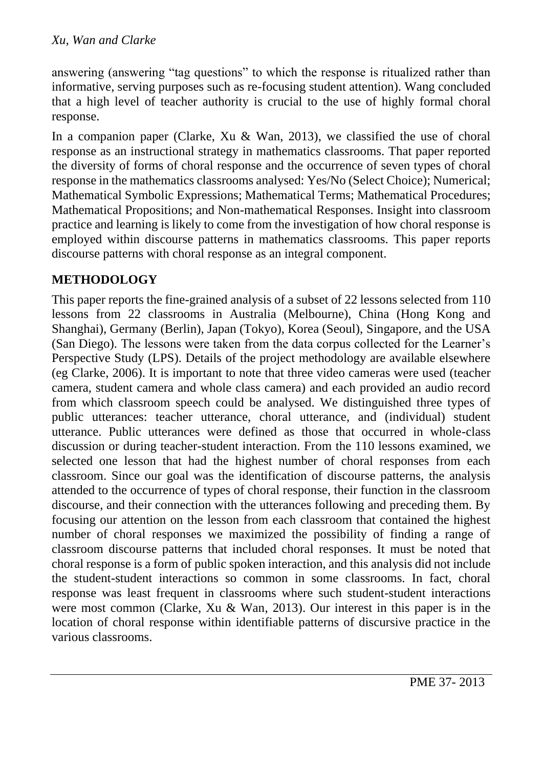answering (answering "tag questions" to which the response is ritualized rather than informative, serving purposes such as re-focusing student attention). Wang concluded that a high level of teacher authority is crucial to the use of highly formal choral response.

In a companion paper (Clarke, Xu & Wan, 2013), we classified the use of choral response as an instructional strategy in mathematics classrooms. That paper reported the diversity of forms of choral response and the occurrence of seven types of choral response in the mathematics classrooms analysed: Yes/No (Select Choice); Numerical; Mathematical Symbolic Expressions; Mathematical Terms; Mathematical Procedures; Mathematical Propositions; and Non-mathematical Responses. Insight into classroom practice and learning is likely to come from the investigation of how choral response is employed within discourse patterns in mathematics classrooms. This paper reports discourse patterns with choral response as an integral component.

## METHODOLOGY

This paper reports the fine-grained analysis of a subset of 22 lessons selected from 110 lessons from 22 classrooms in Australia (Melbourne), China (Hong Kong and Shanghai), Germany (Berlin), Japan (Tokyo), Korea (Seoul), Singapore, and the USA (San Diego). The lessons were taken from the data corpus collected for the Learner's Perspective Study (LPS). Details of the project methodology are available elsewhere (eg Clarke, 2006). It is important to note that three video cameras were used (teacher camera, student camera and whole class camera) and each provided an audio record from which classroom speech could be analysed. We distinguished three types of public utterances: teacher utterance, choral utterance, and (individual) student utterance. Public utterances were defined as those that occurred in whole-class discussion or during teacher-student interaction. From the 110 lessons examined, we selected one lesson that had the highest number of choral responses from each classroom. Since our goal was the identification of discourse patterns, the analysis attended to the occurrence of types of choral response, their function in the classroom discourse, and their connection with the utterances following and preceding them. By focusing our attention on the lesson from each classroom that contained the highest number of choral responses we maximized the possibility of finding a range of classroom discourse patterns that included choral responses. It must be noted that choral response is a form of public spoken interaction, and this analysis did not include the student-student interactions so common in some classrooms. In fact, choral response was least frequent in classrooms where such student-student interactions were most common (Clarke, Xu & Wan, 2013). Our interest in this paper is in the location of choral response within identifiable patterns of discursive practice in the various classrooms.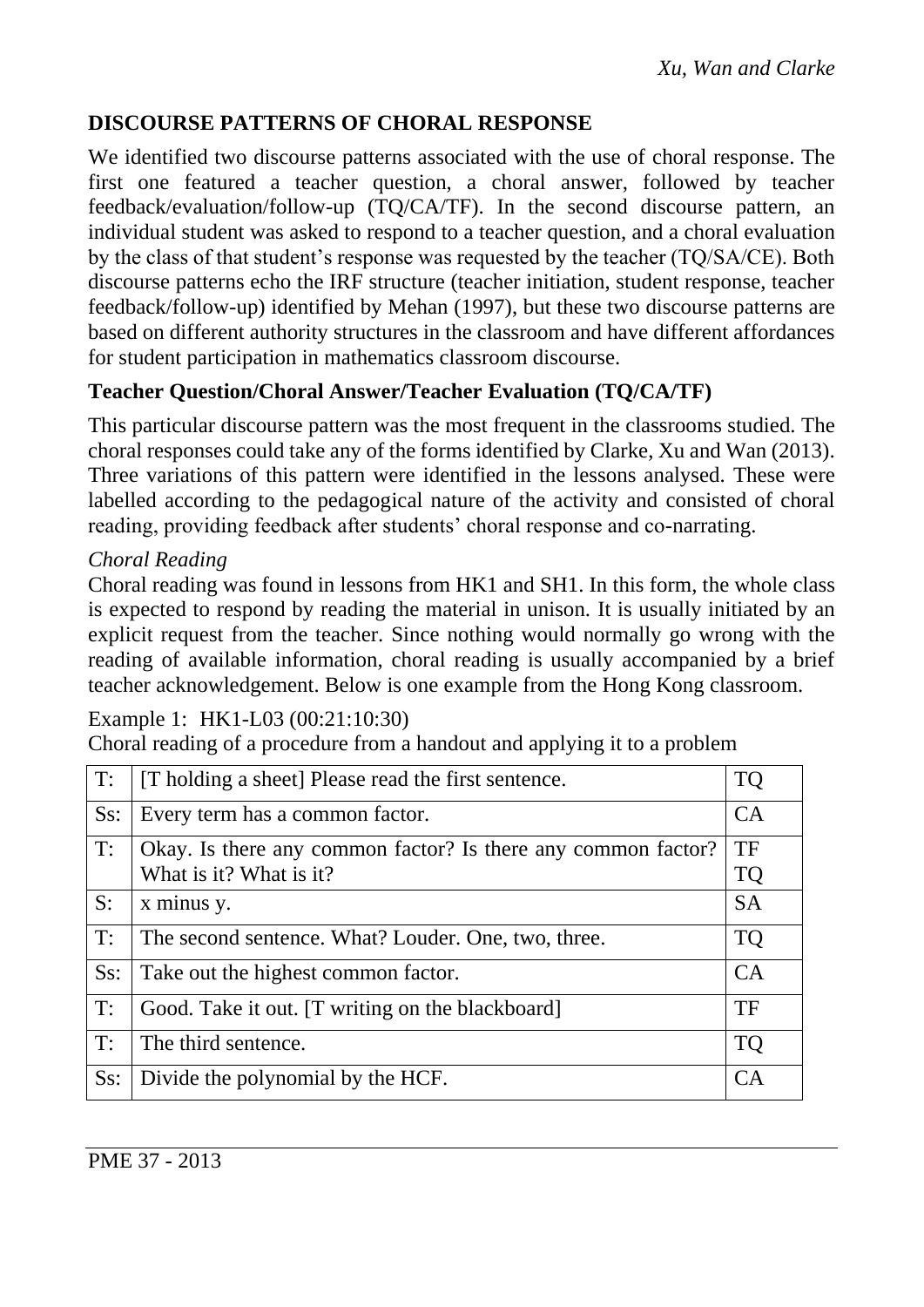## DISCOURSE PATTERNS OF CHORAL RESPONSE

We identified two discourse patterns associated with the use of choral response. The first one featured a teacher question, a choral answer, followed by teacher feedback/evaluation/follow-up (TQ/CA/TF). In the second discourse pattern, an individual student was asked to respond to a teacher question, and a choral evaluation by the class of that student's response was requested by the teacher (TQ/SA/CE). Both discourse patterns echo the IRF structure (teacher initiation, student response, teacher feedback/follow-up) identified by Mehan (1997), but these two discourse patterns are based on different authority structures in the classroom and have different affordances for student participation in mathematics classroom discourse.

### Teacher Question/Choral Answer/Teacher Evaluation (TQ/CA/TF)

This particular discourse pattern was the most frequent in the classrooms studied. The choral responses could take any of the forms identified by Clarke, Xu and Wan (2013). Three variations of this pattern were identified in the lessons analysed. These were labelled according to the pedagogical nature of the activity and consisted of choral reading, providing feedback after students' choral response and co-narrating.

*Choral Reading*

Choral reading was found in lessons from HK1 and SH1. In this form, the whole class is expected to respond by reading the material in unison. It is usually initiated by an explicit request from the teacher. Since nothing would normally go wrong with the reading of available information, choral reading is usually accompanied by a brief teacher acknowledgement. Below is one example from the Hong Kong classroom.

Example 1: HK1-L03 (00:21:10:30)

Choral reading of a procedure from a handout and applying it to a problem

| | | |
|---|---|---|
| T: | [T holding a sheet] Please read the first sentence. | TQ |
| Ss: | Every term has a common factor. | CA |
| T: | Okay. Is there any common factor? Is there any common factor? What is it? What is it? | TF TQ |
| S: | x minus y. | SA |
| T: | The second sentence. What? Louder. One, two, three. | TQ |
| Ss: | Take out the highest common factor. | CA |
| T: | Good. Take it out. [T writing on the blackboard] | TF |
| T: | The third sentence. | TQ |
| Ss: | Divide the polynomial by the HCF. | CA |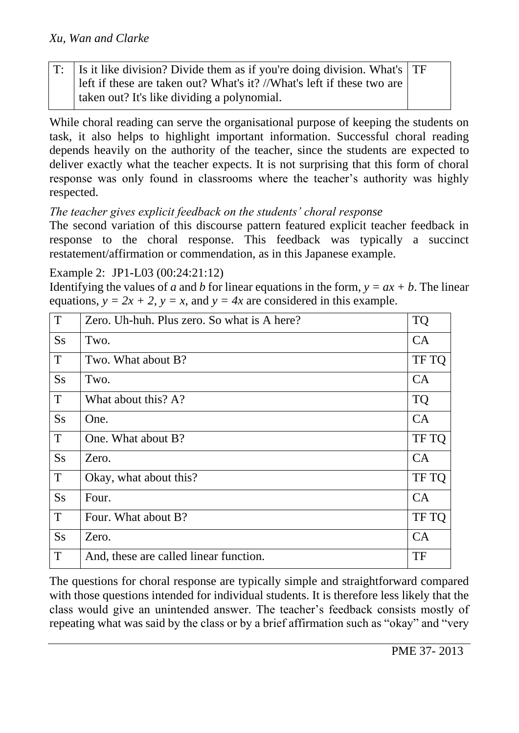| T: | Is it like division? Divide them as if you're doing division. What's left if these are taken out? What's it? //What's left if these two are taken out? It's like dividing a polynomial. | TF |
|---|---|---|

While choral reading can serve the organisational purpose of keeping the students on task, it also helps to highlight important information. Successful choral reading depends heavily on the authority of the teacher, since the students are expected to deliver exactly what the teacher expects. It is not surprising that this form of choral response was only found in classrooms where the teacher's authority was highly respected.

*The teacher gives explicit feedback on the students' choral response*

The second variation of this discourse pattern featured explicit teacher feedback in response to the choral response. This feedback was typically a succinct restatement/affirmation or commendation, as in this Japanese example.

Example 2: JP1-L03 (00:24:21:12)

Identifying the values of *a* and *b* for linear equations in the form, $y = ax + b$. The linear equations, $y = 2x + 2$, $y = x$, and $y = 4x$ are considered in this example.

| T | Zero. Uh-huh. Plus zero. So what is A here? | TQ |
|---|---|---|
| Ss | Two. | CA |
| T | Two. What about B? | TF TQ |
| Ss | Two. | CA |
| T | What about this? A? | TQ |
| Ss | One. | CA |
| T | One. What about B? | TF TQ |
| Ss | Zero. | CA |
| T | Okay, what about this? | TF TQ |
| Ss | Four. | CA |
| T | Four. What about B? | TF TQ |
| Ss | Zero. | CA |
| T | And, these are called linear function. | TF |

The questions for choral response are typically simple and straightforward compared with those questions intended for individual students. It is therefore less likely that the class would give an unintended answer. The teacher's feedback consists mostly of repeating what was said by the class or by a brief affirmation such as "okay" and "very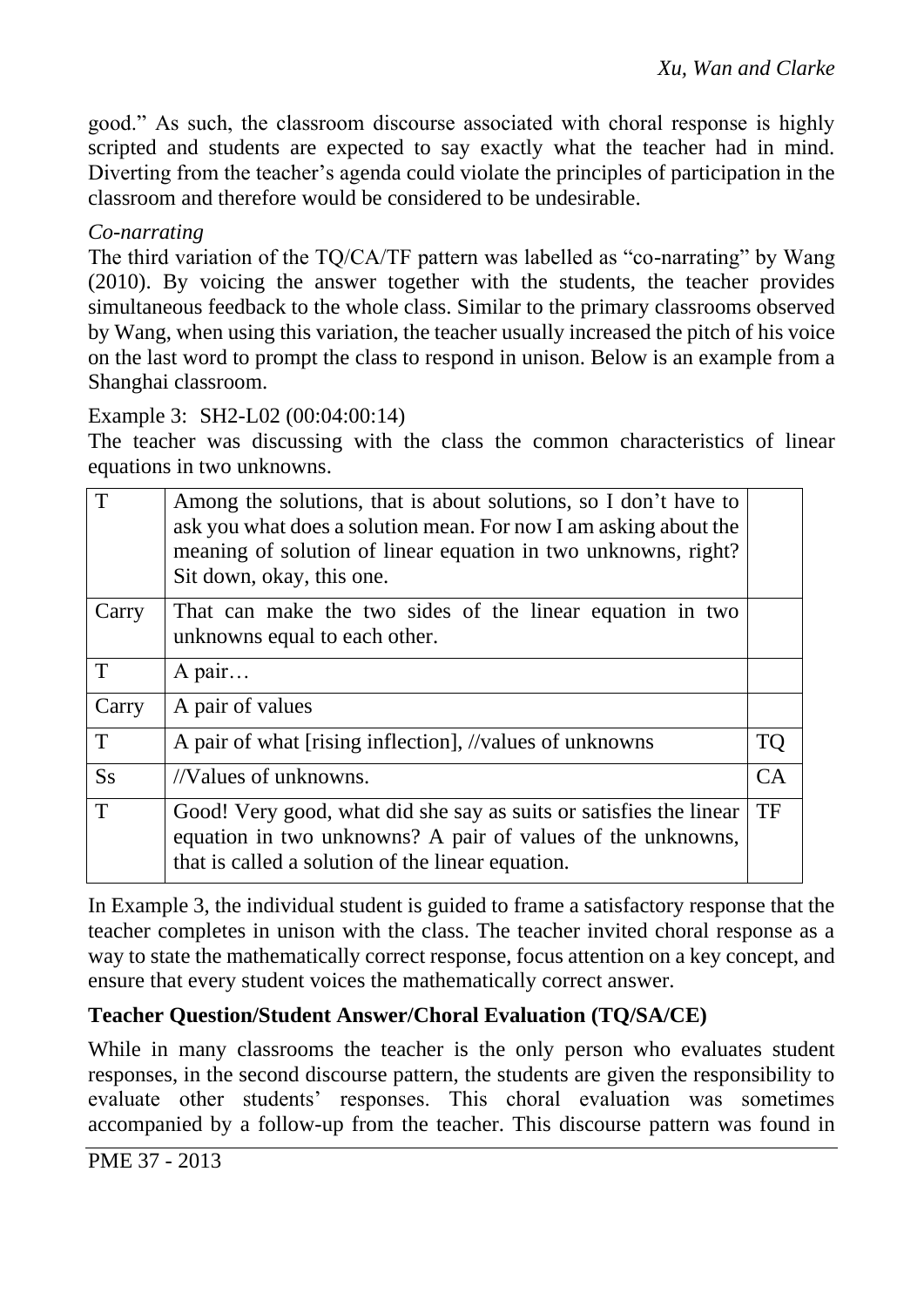good." As such, the classroom discourse associated with choral response is highly scripted and students are expected to say exactly what the teacher had in mind. Diverting from the teacher's agenda could violate the principles of participation in the classroom and therefore would be considered to be undesirable.

*Co-narrating*

The third variation of the TQ/CA/TF pattern was labelled as "co-narrating" by Wang (2010). By voicing the answer together with the students, the teacher provides simultaneous feedback to the whole class. Similar to the primary classrooms observed by Wang, when using this variation, the teacher usually increased the pitch of his voice on the last word to prompt the class to respond in unison. Below is an example from a Shanghai classroom.

Example 3: SH2-L02 (00:04:00:14)

The teacher was discussing with the class the common characteristics of linear equations in two unknowns.

| | | |
|---|---|---|
| T | Among the solutions, that is about solutions, so I don't have to ask you what does a solution mean. For now I am asking about the meaning of solution of linear equation in two unknowns, right? Sit down, okay, this one. | |
| Carry | That can make the two sides of the linear equation in two unknowns equal to each other. | |
| T | A pair… | |
| Carry | A pair of values | |
| T | A pair of what [rising inflection], //values of unknowns | TQ |
| Ss | //Values of unknowns. | CA |
| T | Good! Very good, what did she say as suits or satisfies the linear equation in two unknowns? A pair of values of the unknowns, that is called a solution of the linear equation. | TF |

In Example 3, the individual student is guided to frame a satisfactory response that the teacher completes in unison with the class. The teacher invited choral response as a way to state the mathematically correct response, focus attention on a key concept, and ensure that every student voices the mathematically correct answer.

**Teacher Question/Student Answer/Choral Evaluation (TQ/SA/CE)**

While in many classrooms the teacher is the only person who evaluates student responses, in the second discourse pattern, the students are given the responsibility to evaluate other students' responses. This choral evaluation was sometimes accompanied by a follow-up from the teacher. This discourse pattern was found in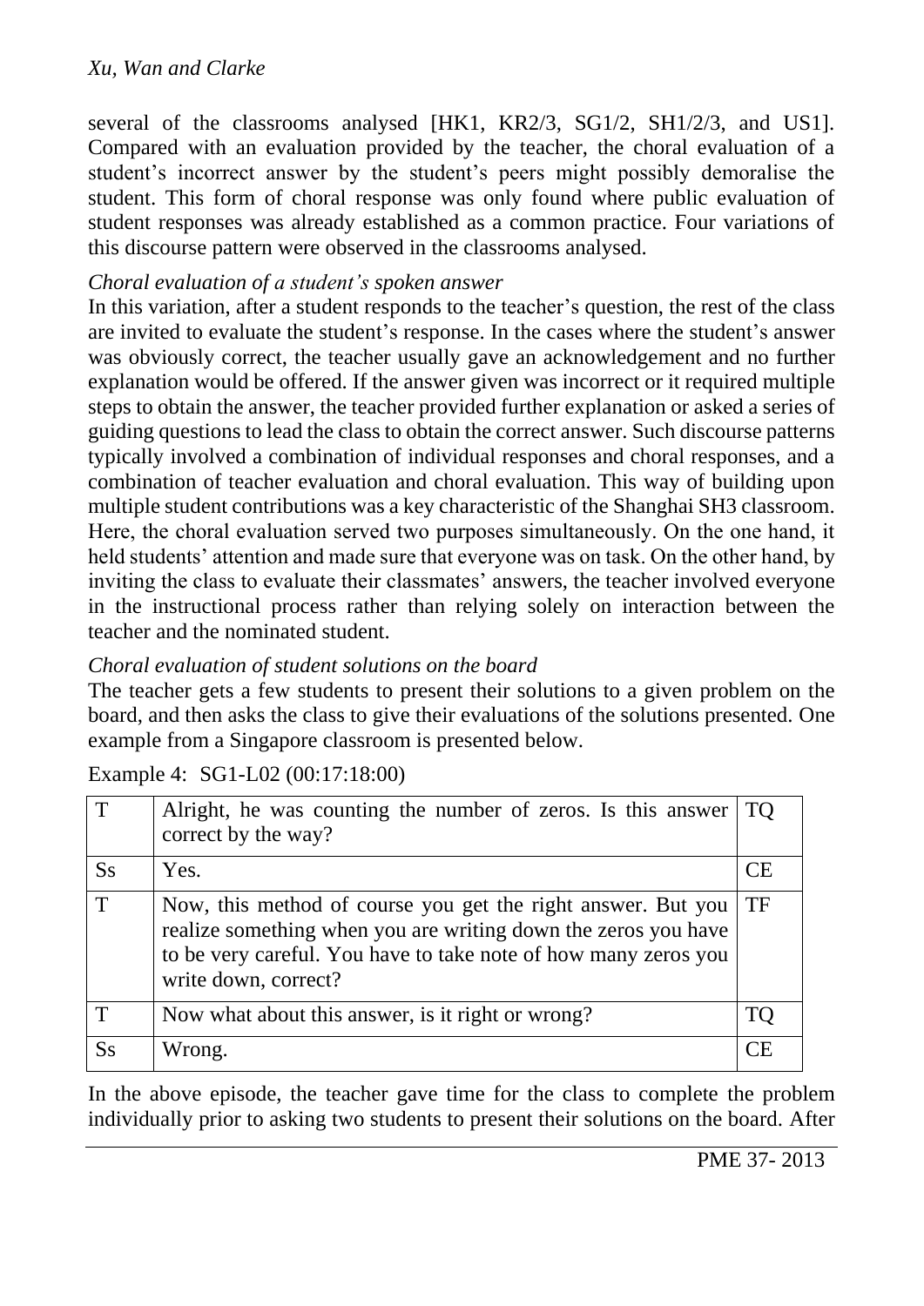several of the classrooms analysed [HK1, KR2/3, SG1/2, SH1/2/3, and US1]. Compared with an evaluation provided by the teacher, the choral evaluation of a student's incorrect answer by the student's peers might possibly demoralise the student. This form of choral response was only found where public evaluation of student responses was already established as a common practice. Four variations of this discourse pattern were observed in the classrooms analysed.

*Choral evaluation of a student's spoken answer*

In this variation, after a student responds to the teacher's question, the rest of the class are invited to evaluate the student's response. In the cases where the student's answer was obviously correct, the teacher usually gave an acknowledgement and no further explanation would be offered. If the answer given was incorrect or it required multiple steps to obtain the answer, the teacher provided further explanation or asked a series of guiding questions to lead the class to obtain the correct answer. Such discourse patterns typically involved a combination of individual responses and choral responses, and a combination of teacher evaluation and choral evaluation. This way of building upon multiple student contributions was a key characteristic of the Shanghai SH3 classroom. Here, the choral evaluation served two purposes simultaneously. On the one hand, it held students' attention and made sure that everyone was on task. On the other hand, by inviting the class to evaluate their classmates' answers, the teacher involved everyone in the instructional process rather than relying solely on interaction between the teacher and the nominated student.

*Choral evaluation of student solutions on the board*

The teacher gets a few students to present their solutions to a given problem on the board, and then asks the class to give their evaluations of the solutions presented. One example from a Singapore classroom is presented below.

Example 4: SG1-L02 (00:17:18:00)

| | | |
|---|---|---|
| T | Alright, he was counting the number of zeros. Is this answer correct by the way? | TQ |
| Ss | Yes. | CE |
| T | Now, this method of course you get the right answer. But you realize something when you are writing down the zeros you have to be very careful. You have to take note of how many zeros you write down, correct? | TF |
| T | Now what about this answer, is it right or wrong? | TQ |
| Ss | Wrong. | CE |

In the above episode, the teacher gave time for the class to complete the problem individually prior to asking two students to present their solutions on the board. After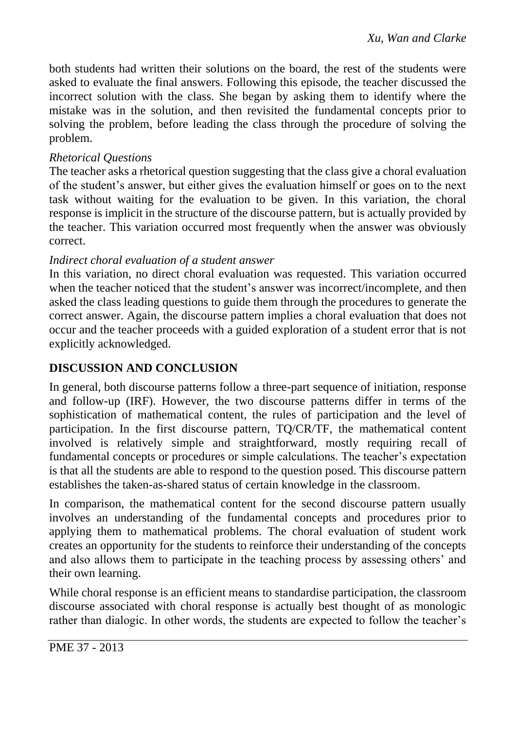both students had written their solutions on the board, the rest of the students were asked to evaluate the final answers. Following this episode, the teacher discussed the incorrect solution with the class. She began by asking them to identify where the mistake was in the solution, and then revisited the fundamental concepts prior to solving the problem, before leading the class through the procedure of solving the problem.

*Rhetorical Questions*

The teacher asks a rhetorical question suggesting that the class give a choral evaluation of the student's answer, but either gives the evaluation himself or goes on to the next task without waiting for the evaluation to be given. In this variation, the choral response is implicit in the structure of the discourse pattern, but is actually provided by the teacher. This variation occurred most frequently when the answer was obviously correct.

*Indirect choral evaluation of a student answer*

In this variation, no direct choral evaluation was requested. This variation occurred when the teacher noticed that the student's answer was incorrect/incomplete, and then asked the class leading questions to guide them through the procedures to generate the correct answer. Again, the discourse pattern implies a choral evaluation that does not occur and the teacher proceeds with a guided exploration of a student error that is not explicitly acknowledged.

## DISCUSSION AND CONCLUSION

In general, both discourse patterns follow a three-part sequence of initiation, response and follow-up (IRF). However, the two discourse patterns differ in terms of the sophistication of mathematical content, the rules of participation and the level of participation. In the first discourse pattern, TQ/CR/TF, the mathematical content involved is relatively simple and straightforward, mostly requiring recall of fundamental concepts or procedures or simple calculations. The teacher's expectation is that all the students are able to respond to the question posed. This discourse pattern establishes the taken-as-shared status of certain knowledge in the classroom.

In comparison, the mathematical content for the second discourse pattern usually involves an understanding of the fundamental concepts and procedures prior to applying them to mathematical problems. The choral evaluation of student work creates an opportunity for the students to reinforce their understanding of the concepts and also allows them to participate in the teaching process by assessing others' and their own learning.

While choral response is an efficient means to standardise participation, the classroom discourse associated with choral response is actually best thought of as monologic rather than dialogic. In other words, the students are expected to follow the teacher's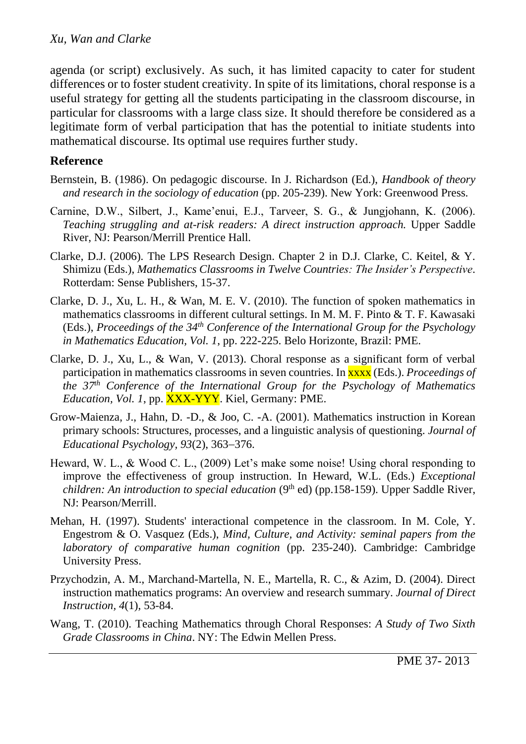agenda (or script) exclusively. As such, it has limited capacity to cater for student differences or to foster student creativity. In spite of its limitations, choral response is a useful strategy for getting all the students participating in the classroom discourse, in particular for classrooms with a large class size. It should therefore be considered as a legitimate form of verbal participation that has the potential to initiate students into mathematical discourse. Its optimal use requires further study.

## Reference

Bernstein, B. (1986). On pedagogic discourse. In J. Richardson (Ed.), *Handbook of theory and research in the sociology of education* (pp. 205-239). New York: Greenwood Press.

Carnine, D.W., Silbert, J., Kame'enui, E.J., Tarveer, S. G., & Jungjohann, K. (2006). *Teaching struggling and at-risk readers: A direct instruction approach.* Upper Saddle River, NJ: Pearson/Merrill Prentice Hall.

Clarke, D.J. (2006). The LPS Research Design. Chapter 2 in D.J. Clarke, C. Keitel, & Y. Shimizu (Eds.), *Mathematics Classrooms in Twelve Countries: The Insider's Perspective*. Rotterdam: Sense Publishers, 15-37.

Clarke, D. J., Xu, L. H., & Wan, M. E. V. (2010). The function of spoken mathematics in mathematics classrooms in different cultural settings. In M. M. F. Pinto & T. F. Kawasaki (Eds.), *Proceedings of the 34th Conference of the International Group for the Psychology in Mathematics Education, Vol. 1*, pp. 222-225. Belo Horizonte, Brazil: PME.

Clarke, D. J., Xu, L., & Wan, V. (2013). Choral response as a significant form of verbal participation in mathematics classrooms in seven countries. In xxxx (Eds.). *Proceedings of the 37th Conference of the International Group for the Psychology of Mathematics Education, Vol. 1*, pp. XXX-YYY. Kiel, Germany: PME.

Grow-Maienza, J., Hahn, D. -D., & Joo, C. -A. (2001). Mathematics instruction in Korean primary schools: Structures, processes, and a linguistic analysis of questioning. *Journal of Educational Psychology, 93*(2), 363–376.

Heward, W. L., & Wood C. L., (2009) Let's make some noise! Using choral responding to improve the effectiveness of group instruction. In Heward, W.L. (Eds.) *Exceptional children: An introduction to special education* (9th ed) (pp.158-159). Upper Saddle River, NJ: Pearson/Merrill.

Mehan, H. (1997). Students' interactional competence in the classroom. In M. Cole, Y. Engestrom & O. Vasquez (Eds.), *Mind, Culture, and Activity: seminal papers from the laboratory of comparative human cognition* (pp. 235-240). Cambridge: Cambridge University Press.

Przychodzin, A. M., Marchand-Martella, N. E., Martella, R. C., & Azim, D. (2004). Direct instruction mathematics programs: An overview and research summary. *Journal of Direct Instruction, 4*(1), 53-84.

Wang, T. (2010). Teaching Mathematics through Choral Responses: *A Study of Two Sixth Grade Classrooms in China*. NY: The Edwin Mellen Press.